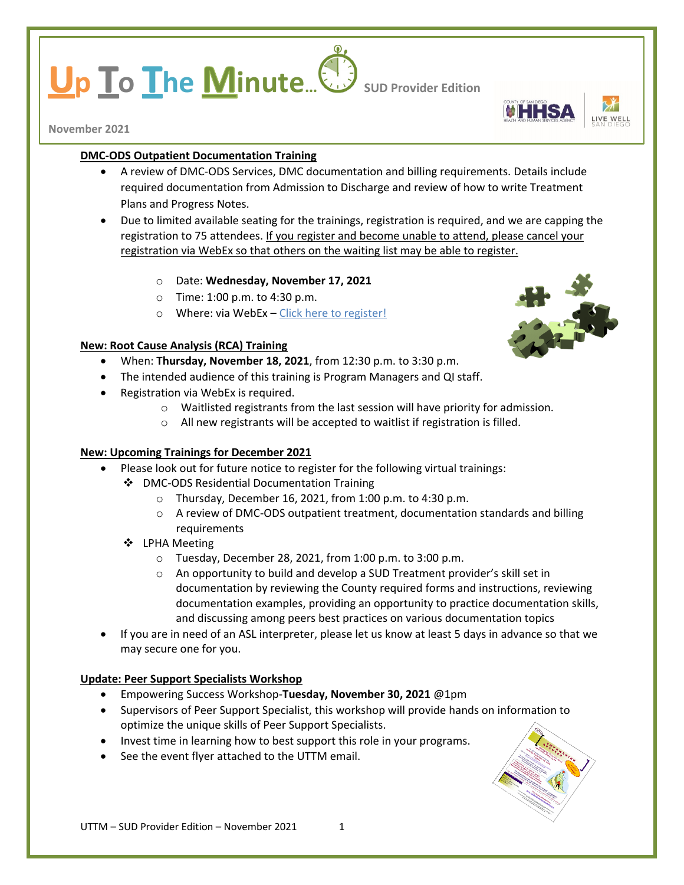# Up To The Minute... SUD Provider Edition

November 2021

**DMC-ODS Outpatient Documentation Training**

- A review of DMC-ODS Services, DMC documentation and billing requirements. Details include required documentation from Admission to Discharge and review of how to write Treatment Plans and Progress Notes.
- Due to limited available seating for the trainings, registration is required, and we are capping the registration to 75 attendees. If you register and become unable to attend, please cancel your registration via WebEx so that others on the waiting list may be able to register.
  - Date: **Wednesday, November 17, 2021**
  - Time: 1:00 p.m. to 4:30 p.m.
  - Where: via WebEx – Click here to register!

**New: Root Cause Analysis (RCA) Training**

- When: **Thursday, November 18, 2021**, from 12:30 p.m. to 3:30 p.m.
- The intended audience of this training is Program Managers and QI staff.
- Registration via WebEx is required.
  - Waitlisted registrants from the last session will have priority for admission.
  - All new registrants will be accepted to waitlist if registration is filled.

**New: Upcoming Trainings for December 2021**

- Please look out for future notice to register for the following virtual trainings:
  - DMC-ODS Residential Documentation Training
    - Thursday, December 16, 2021, from 1:00 p.m. to 4:30 p.m.
    - A review of DMC-ODS outpatient treatment, documentation standards and billing requirements
  - LPHA Meeting
    - Tuesday, December 28, 2021, from 1:00 p.m. to 3:00 p.m.
    - An opportunity to build and develop a SUD Treatment provider's skill set in documentation by reviewing the County required forms and instructions, reviewing documentation examples, providing an opportunity to practice documentation skills, and discussing among peers best practices on various documentation topics
- If you are in need of an ASL interpreter, please let us know at least 5 days in advance so that we may secure one for you.

**Update: Peer Support Specialists Workshop**

- Empowering Success Workshop-**Tuesday, November 30, 2021** @1pm
- Supervisors of Peer Support Specialist, this workshop will provide hands on information to optimize the unique skills of Peer Support Specialists.
- Invest time in learning how to best support this role in your programs.
- See the event flyer attached to the UTTM email.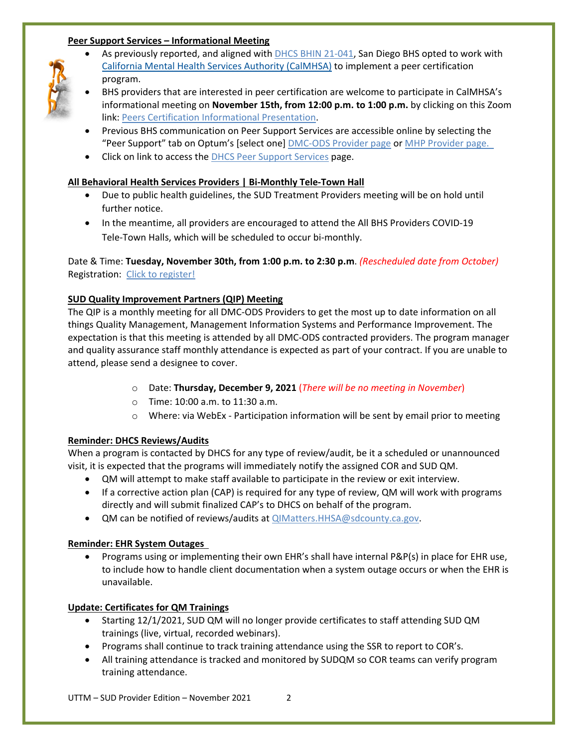**<u>Peer Support Services – Informational Meeting</u>**

- As previously reported, and aligned with DHCS BHIN 21-041, San Diego BHS opted to work with California Mental Health Services Authority (CalMHSA) to implement a peer certification program.
- BHS providers that are interested in peer certification are welcome to participate in CalMHSA's informational meeting on **November 15th, from 12:00 p.m. to 1:00 p.m.** by clicking on this Zoom link: Peers Certification Informational Presentation.
- Previous BHS communication on Peer Support Services are accessible online by selecting the "Peer Support" tab on Optum's [select one] DMC-ODS Provider page or MHP Provider page.
- Click on link to access the DHCS Peer Support Services page.

**<u>All Behavioral Health Services Providers | Bi-Monthly Tele-Town Hall</u>**

- Due to public health guidelines, the SUD Treatment Providers meeting will be on hold until further notice.
- In the meantime, all providers are encouraged to attend the All BHS Providers COVID-19 Tele-Town Halls, which will be scheduled to occur bi-monthly.

Date & Time: **Tuesday, November 30th, from 1:00 p.m. to 2:30 p.m**. *(Rescheduled date from October)*
Registration: Click to register!

**<u>SUD Quality Improvement Partners (QIP) Meeting</u>**

The QIP is a monthly meeting for all DMC-ODS Providers to get the most up to date information on all things Quality Management, Management Information Systems and Performance Improvement. The expectation is that this meeting is attended by all DMC-ODS contracted providers. The program manager and quality assurance staff monthly attendance is expected as part of your contract. If you are unable to attend, please send a designee to cover.

- Date: **Thursday, December 9, 2021** (*There will be no meeting in November*)
- Time: 10:00 a.m. to 11:30 a.m.
- Where: via WebEx - Participation information will be sent by email prior to meeting

**<u>Reminder: DHCS Reviews/Audits</u>**

When a program is contacted by DHCS for any type of review/audit, be it a scheduled or unannounced visit, it is expected that the programs will immediately notify the assigned COR and SUD QM.

- QM will attempt to make staff available to participate in the review or exit interview.
- If a corrective action plan (CAP) is required for any type of review, QM will work with programs directly and will submit finalized CAP's to DHCS on behalf of the program.
- QM can be notified of reviews/audits at QIMatters.HHSA@sdcounty.ca.gov.

**<u>Reminder: EHR System Outages</u>**

- Programs using or implementing their own EHR's shall have internal P&P(s) in place for EHR use, to include how to handle client documentation when a system outage occurs or when the EHR is unavailable.

**<u>Update: Certificates for QM Trainings</u>**

- Starting 12/1/2021, SUD QM will no longer provide certificates to staff attending SUD QM trainings (live, virtual, recorded webinars).
- Programs shall continue to track training attendance using the SSR to report to COR's.
- All training attendance is tracked and monitored by SUDQM so COR teams can verify program training attendance.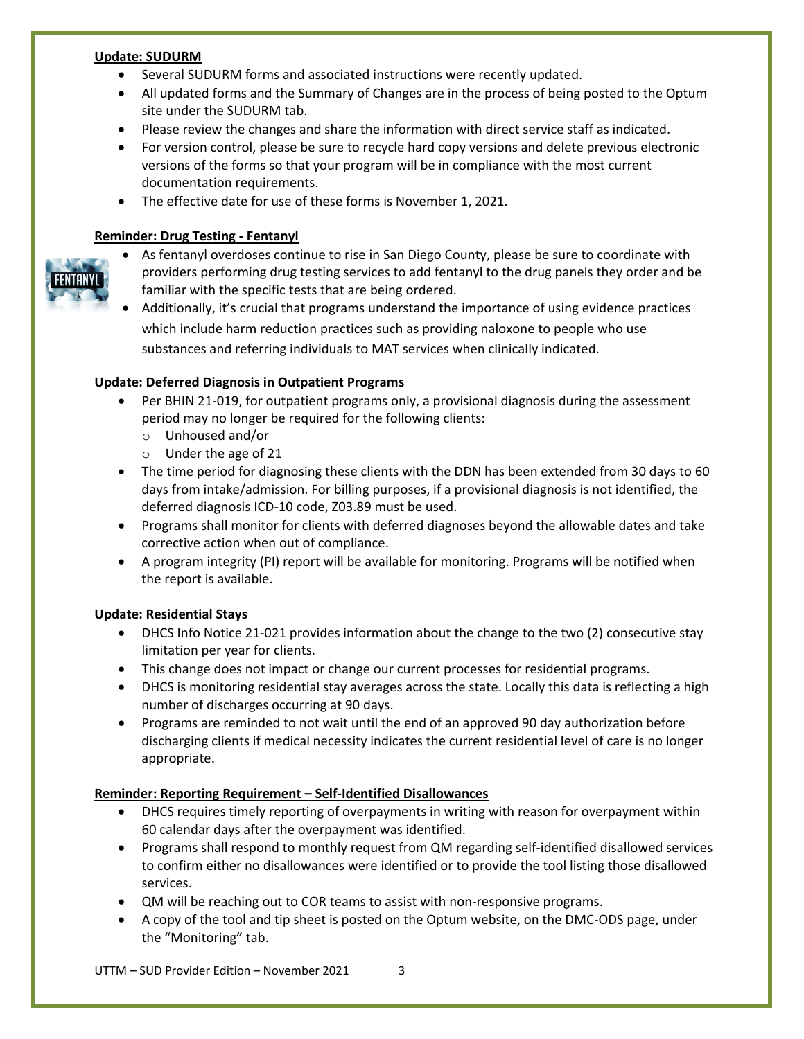**Update: SUDURM**

- Several SUDURM forms and associated instructions were recently updated.
- All updated forms and the Summary of Changes are in the process of being posted to the Optum site under the SUDURM tab.
- Please review the changes and share the information with direct service staff as indicated.
- For version control, please be sure to recycle hard copy versions and delete previous electronic versions of the forms so that your program will be in compliance with the most current documentation requirements.
- The effective date for use of these forms is November 1, 2021.

**Reminder: Drug Testing - Fentanyl**

- As fentanyl overdoses continue to rise in San Diego County, please be sure to coordinate with providers performing drug testing services to add fentanyl to the drug panels they order and be familiar with the specific tests that are being ordered.
- Additionally, it's crucial that programs understand the importance of using evidence practices which include harm reduction practices such as providing naloxone to people who use substances and referring individuals to MAT services when clinically indicated.

**Update: Deferred Diagnosis in Outpatient Programs**

- Per BHIN 21-019, for outpatient programs only, a provisional diagnosis during the assessment period may no longer be required for the following clients:
  - Unhoused and/or
  - Under the age of 21
- The time period for diagnosing these clients with the DDN has been extended from 30 days to 60 days from intake/admission. For billing purposes, if a provisional diagnosis is not identified, the deferred diagnosis ICD-10 code, Z03.89 must be used.
- Programs shall monitor for clients with deferred diagnoses beyond the allowable dates and take corrective action when out of compliance.
- A program integrity (PI) report will be available for monitoring. Programs will be notified when the report is available.

**Update: Residential Stays**

- DHCS Info Notice 21-021 provides information about the change to the two (2) consecutive stay limitation per year for clients.
- This change does not impact or change our current processes for residential programs.
- DHCS is monitoring residential stay averages across the state. Locally this data is reflecting a high number of discharges occurring at 90 days.
- Programs are reminded to not wait until the end of an approved 90 day authorization before discharging clients if medical necessity indicates the current residential level of care is no longer appropriate.

**Reminder: Reporting Requirement – Self-Identified Disallowances**

- DHCS requires timely reporting of overpayments in writing with reason for overpayment within 60 calendar days after the overpayment was identified.
- Programs shall respond to monthly request from QM regarding self-identified disallowed services to confirm either no disallowances were identified or to provide the tool listing those disallowed services.
- QM will be reaching out to COR teams to assist with non-responsive programs.
- A copy of the tool and tip sheet is posted on the Optum website, on the DMC-ODS page, under the "Monitoring" tab.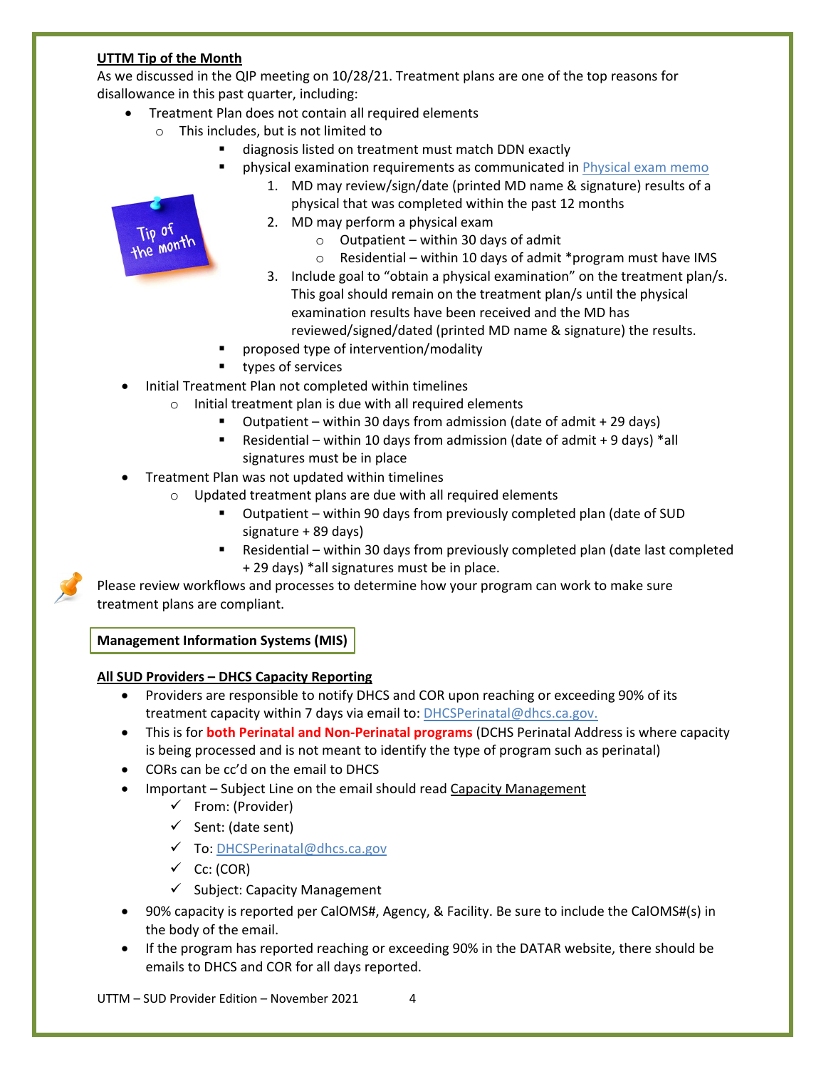**UTTM Tip of the Month**

As we discussed in the QIP meeting on 10/28/21. Treatment plans are one of the top reasons for disallowance in this past quarter, including:

- Treatment Plan does not contain all required elements
  - This includes, but is not limited to
    - diagnosis listed on treatment must match DDN exactly
    - physical examination requirements as communicated in [Physical exam memo]()
      1. MD may review/sign/date (printed MD name & signature) results of a physical that was completed within the past 12 months
      2. MD may perform a physical exam
         - Outpatient – within 30 days of admit
         - Residential – within 10 days of admit *program must have IMS
      3. Include goal to "obtain a physical examination" on the treatment plan/s. This goal should remain on the treatment plan/s until the physical examination results have been received and the MD has reviewed/signed/dated (printed MD name & signature) the results.
    - proposed type of intervention/modality
    - types of services
- Initial Treatment Plan not completed within timelines
  - Initial treatment plan is due with all required elements
    - Outpatient – within 30 days from admission (date of admit + 29 days)
    - Residential – within 10 days from admission (date of admit + 9 days) *all signatures must be in place
- Treatment Plan was not updated within timelines
  - Updated treatment plans are due with all required elements
    - Outpatient – within 90 days from previously completed plan (date of SUD signature + 89 days)
    - Residential – within 30 days from previously completed plan (date last completed + 29 days) *all signatures must be in place.

Please review workflows and processes to determine how your program can work to make sure treatment plans are compliant.

## Management Information Systems (MIS)

**All SUD Providers – DHCS Capacity Reporting**

- Providers are responsible to notify DHCS and COR upon reaching or exceeding 90% of its treatment capacity within 7 days via email to: DHCSPerinatal@dhcs.ca.gov.
- This is for **both Perinatal and Non-Perinatal programs** (DCHS Perinatal Address is where capacity is being processed and is not meant to identify the type of program such as perinatal)
- CORs can be cc'd on the email to DHCS
- Important – Subject Line on the email should read Capacity Management
  - ✓ From: (Provider)
  - ✓ Sent: (date sent)
  - ✓ To: DHCSPerinatal@dhcs.ca.gov
  - ✓ Cc: (COR)
  - ✓ Subject: Capacity Management
- 90% capacity is reported per CalOMS#, Agency, & Facility. Be sure to include the CalOMS#(s) in the body of the email.
- If the program has reported reaching or exceeding 90% in the DATAR website, there should be emails to DHCS and COR for all days reported.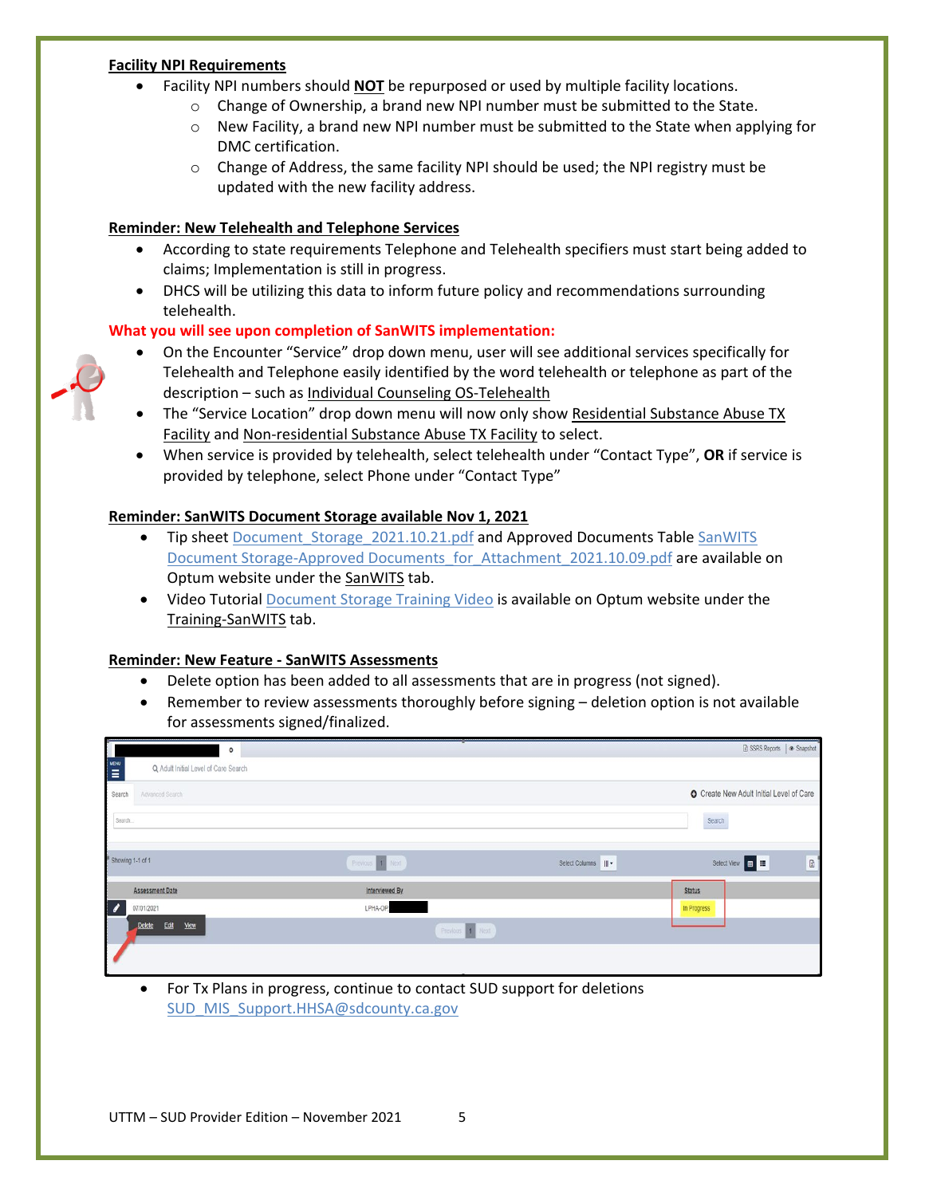**Facility NPI Requirements**

- Facility NPI numbers should **NOT** be repurposed or used by multiple facility locations.
  - Change of Ownership, a brand new NPI number must be submitted to the State.
  - New Facility, a brand new NPI number must be submitted to the State when applying for DMC certification.
  - Change of Address, the same facility NPI should be used; the NPI registry must be updated with the new facility address.

**Reminder: New Telehealth and Telephone Services**

- According to state requirements Telephone and Telehealth specifiers must start being added to claims; Implementation is still in progress.
- DHCS will be utilizing this data to inform future policy and recommendations surrounding telehealth.

**What you will see upon completion of SanWITS implementation:**

- On the Encounter "Service" drop down menu, user will see additional services specifically for Telehealth and Telephone easily identified by the word telehealth or telephone as part of the description – such as Individual Counseling OS-Telehealth
- The "Service Location" drop down menu will now only show Residential Substance Abuse TX Facility and Non-residential Substance Abuse TX Facility to select.
- When service is provided by telehealth, select telehealth under "Contact Type", **OR** if service is provided by telephone, select Phone under "Contact Type"

**Reminder: SanWITS Document Storage available Nov 1, 2021**

- Tip sheet Document_Storage_2021.10.21.pdf and Approved Documents Table SanWITS Document Storage-Approved Documents_for_Attachment_2021.10.09.pdf are available on Optum website under the SanWITS tab.
- Video Tutorial Document Storage Training Video is available on Optum website under the Training-SanWITS tab.

**Reminder: New Feature - SanWITS Assessments**

- Delete option has been added to all assessments that are in progress (not signed).
- Remember to review assessments thoroughly before signing – deletion option is not available for assessments signed/finalized.

- For Tx Plans in progress, continue to contact SUD support for deletions SUD_MIS_Support.HHSA@sdcounty.ca.gov

UTTM – SUD Provider Edition – November 2021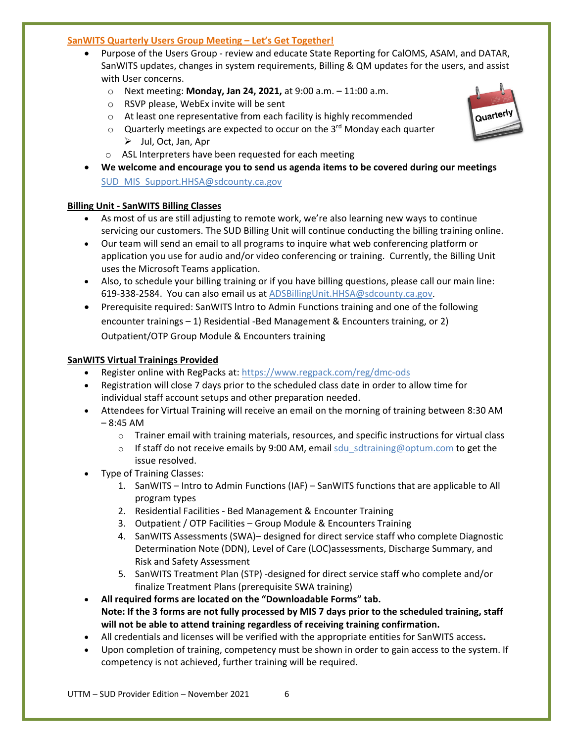**SanWITS Quarterly Users Group Meeting – Let's Get Together!**

- Purpose of the Users Group - review and educate State Reporting for CalOMS, ASAM, and DATAR, SanWITS updates, changes in system requirements, Billing & QM updates for the users, and assist with User concerns.
  - Next meeting: **Monday, Jan 24, 2021,** at 9:00 a.m. – 11:00 a.m.
  - RSVP please, WebEx invite will be sent
  - At least one representative from each facility is highly recommended
  - Quarterly meetings are expected to occur on the 3rd Monday each quarter
    - Jul, Oct, Jan, Apr
  - ASL Interpreters have been requested for each meeting
- **We welcome and encourage you to send us agenda items to be covered during our meetings** SUD_MIS_Support.HHSA@sdcounty.ca.gov

**Billing Unit - SanWITS Billing Classes**

- As most of us are still adjusting to remote work, we're also learning new ways to continue servicing our customers. The SUD Billing Unit will continue conducting the billing training online.
- Our team will send an email to all programs to inquire what web conferencing platform or application you use for audio and/or video conferencing or training. Currently, the Billing Unit uses the Microsoft Teams application.
- Also, to schedule your billing training or if you have billing questions, please call our main line: 619-338-2584. You can also email us at ADSBillingUnit.HHSA@sdcounty.ca.gov.
- Prerequisite required: SanWITS Intro to Admin Functions training and one of the following encounter trainings – 1) Residential -Bed Management & Encounters training, or 2) Outpatient/OTP Group Module & Encounters training

**SanWITS Virtual Trainings Provided**

- Register online with RegPacks at: https://www.regpack.com/reg/dmc-ods
- Registration will close 7 days prior to the scheduled class date in order to allow time for individual staff account setups and other preparation needed.
- Attendees for Virtual Training will receive an email on the morning of training between 8:30 AM – 8:45 AM
  - Trainer email with training materials, resources, and specific instructions for virtual class
  - If staff do not receive emails by 9:00 AM, email sdu_sdtraining@optum.com to get the issue resolved.
- Type of Training Classes:
  1. SanWITS – Intro to Admin Functions (IAF) – SanWITS functions that are applicable to All program types
  2. Residential Facilities - Bed Management & Encounter Training
  3. Outpatient / OTP Facilities – Group Module & Encounters Training
  4. SanWITS Assessments (SWA)– designed for direct service staff who complete Diagnostic Determination Note (DDN), Level of Care (LOC)assessments, Discharge Summary, and Risk and Safety Assessment
  5. SanWITS Treatment Plan (STP) -designed for direct service staff who complete and/or finalize Treatment Plans (prerequisite SWA training)
- **All required forms are located on the "Downloadable Forms" tab.**
  **Note: If the 3 forms are not fully processed by MIS 7 days prior to the scheduled training, staff will not be able to attend training regardless of receiving training confirmation.**
- All credentials and licenses will be verified with the appropriate entities for SanWITS access**.**
- Upon completion of training, competency must be shown in order to gain access to the system. If competency is not achieved, further training will be required.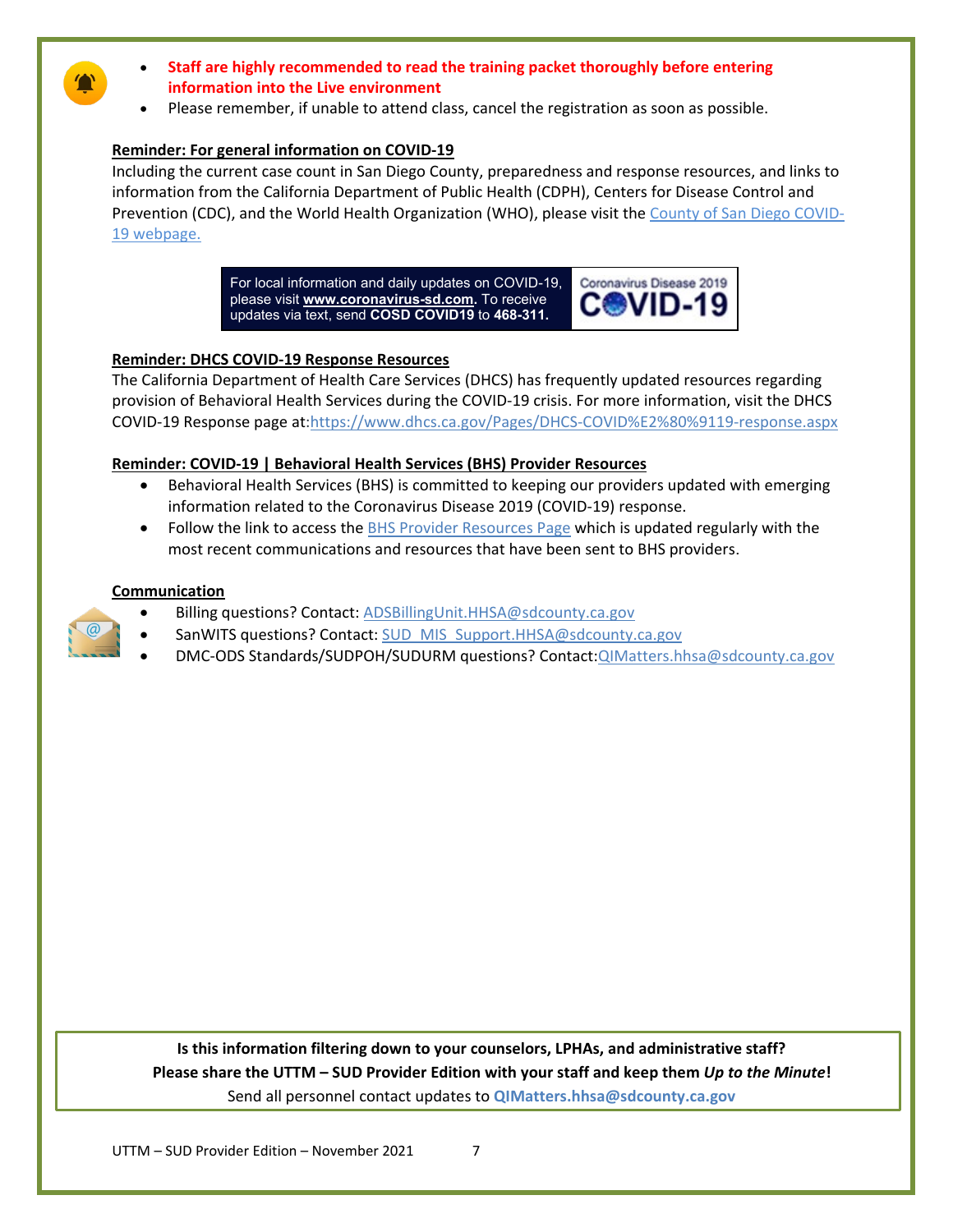- **Staff are highly recommended to read the training packet thoroughly before entering information into the Live environment**
- Please remember, if unable to attend class, cancel the registration as soon as possible.

**Reminder: For general information on COVID-19**

Including the current case count in San Diego County, preparedness and response resources, and links to information from the California Department of Public Health (CDPH), Centers for Disease Control and Prevention (CDC), and the World Health Organization (WHO), please visit the County of San Diego COVID-19 webpage.

For local information and daily updates on COVID-19, please visit **www.coronavirus-sd.com**. To receive updates via text, send **COSD COVID19** to **468-311.**

Coronavirus Disease 2019 COVID-19

**Reminder: DHCS COVID-19 Response Resources**

The California Department of Health Care Services (DHCS) has frequently updated resources regarding provision of Behavioral Health Services during the COVID-19 crisis. For more information, visit the DHCS COVID-19 Response page at:https://www.dhcs.ca.gov/Pages/DHCS-COVID%E2%80%9119-response.aspx

**Reminder: COVID-19 | Behavioral Health Services (BHS) Provider Resources**

- Behavioral Health Services (BHS) is committed to keeping our providers updated with emerging information related to the Coronavirus Disease 2019 (COVID-19) response.
- Follow the link to access the BHS Provider Resources Page which is updated regularly with the most recent communications and resources that have been sent to BHS providers.

**Communication**

- Billing questions? Contact: ADSBillingUnit.HHSA@sdcounty.ca.gov
- SanWITS questions? Contact: SUD_MIS_Support.HHSA@sdcounty.ca.gov
- DMC-ODS Standards/SUDPOH/SUDURM questions? Contact:QIMatters.hhsa@sdcounty.ca.gov

**Is this information filtering down to your counselors, LPHAs, and administrative staff?**
**Please share the UTTM – SUD Provider Edition with your staff and keep them *Up to the Minute*!**
Send all personnel contact updates to **QIMatters.hhsa@sdcounty.ca.gov**